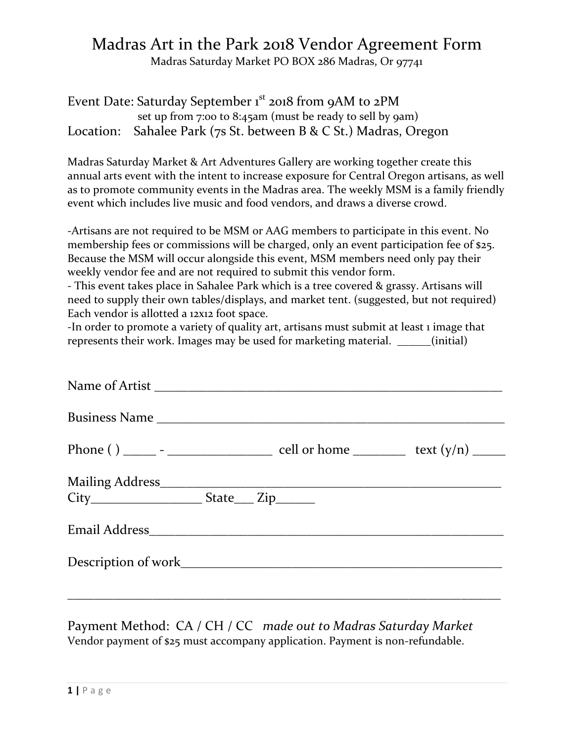# Madras Art in the Park 2018 Vendor Agreement Form

Madras Saturday Market PO BOX 286 Madras, Or 97741

Event Date: Saturday September 1st 2018 from 9AM to 2PM
set up from 7:00 to 8:45am (must be ready to sell by 9am)
Location: Sahalee Park (7s St. between B & C St.) Madras, Oregon

Madras Saturday Market & Art Adventures Gallery are working together create this annual arts event with the intent to increase exposure for Central Oregon artisans, as well as to promote community events in the Madras area. The weekly MSM is a family friendly event which includes live music and food vendors, and draws a diverse crowd.

-Artisans are not required to be MSM or AAG members to participate in this event. No membership fees or commissions will be charged, only an event participation fee of $25. Because the MSM will occur alongside this event, MSM members need only pay their weekly vendor fee and are not required to submit this vendor form.
- This event takes place in Sahalee Park which is a tree covered & grassy. Artisans will need to supply their own tables/displays, and market tent. (suggested, but not required) Each vendor is allotted a 12x12 foot space.
-In order to promote a variety of quality art, artisans must submit at least 1 image that represents their work. Images may be used for marketing material. ______(initial)

Name of Artist ________________________________________________________

Business Name ________________________________________________________

Phone ( ) _____ - ________________ cell or home ________ text (y/n) _____

Mailing Address________________________________________________________
City_________________ State___ Zip______

Email Address__________________________________________________________

Description of work_____________________________________________________

______________________________________________________________________

Payment Method: CA / CH / CC *made out to Madras Saturday Market*
Vendor payment of $25 must accompany application. Payment is non-refundable.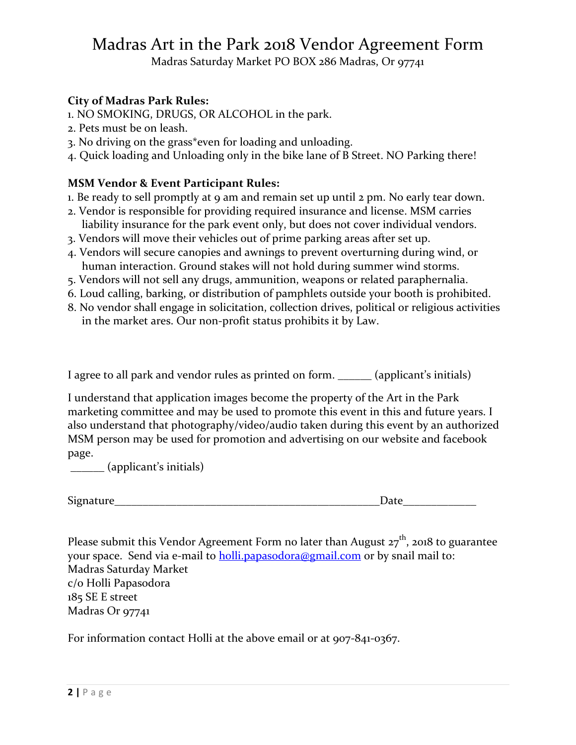# Madras Art in the Park 2018 Vendor Agreement Form

Madras Saturday Market PO BOX 286 Madras, Or 97741

**City of Madras Park Rules:**

1. NO SMOKING, DRUGS, OR ALCOHOL in the park.
2. Pets must be on leash.
3. No driving on the grass*even for loading and unloading.
4. Quick loading and Unloading only in the bike lane of B Street. NO Parking there!

**MSM Vendor & Event Participant Rules:**

1. Be ready to sell promptly at 9 am and remain set up until 2 pm. No early tear down.
2. Vendor is responsible for providing required insurance and license. MSM carries liability insurance for the park event only, but does not cover individual vendors.
3. Vendors will move their vehicles out of prime parking areas after set up.
4. Vendors will secure canopies and awnings to prevent overturning during wind, or human interaction. Ground stakes will not hold during summer wind storms.
5. Vendors will not sell any drugs, ammunition, weapons or related paraphernalia.
6. Loud calling, barking, or distribution of pamphlets outside your booth is prohibited.
8. No vendor shall engage in solicitation, collection drives, political or religious activities in the market ares. Our non-profit status prohibits it by Law.

I agree to all park and vendor rules as printed on form. ______ (applicant's initials)

I understand that application images become the property of the Art in the Park marketing committee and may be used to promote this event in this and future years. I also understand that photography/video/audio taken during this event by an authorized MSM person may be used for promotion and advertising on our website and facebook page.

______ (applicant's initials)

Signature_______________________________________________Date____________

Please submit this Vendor Agreement Form no later than August 27th, 2018 to guarantee your space. Send via e-mail to holli.papasodora@gmail.com or by snail mail to:
Madras Saturday Market
c/o Holli Papasodora
185 SE E street
Madras Or 97741

For information contact Holli at the above email or at 907-841-0367.